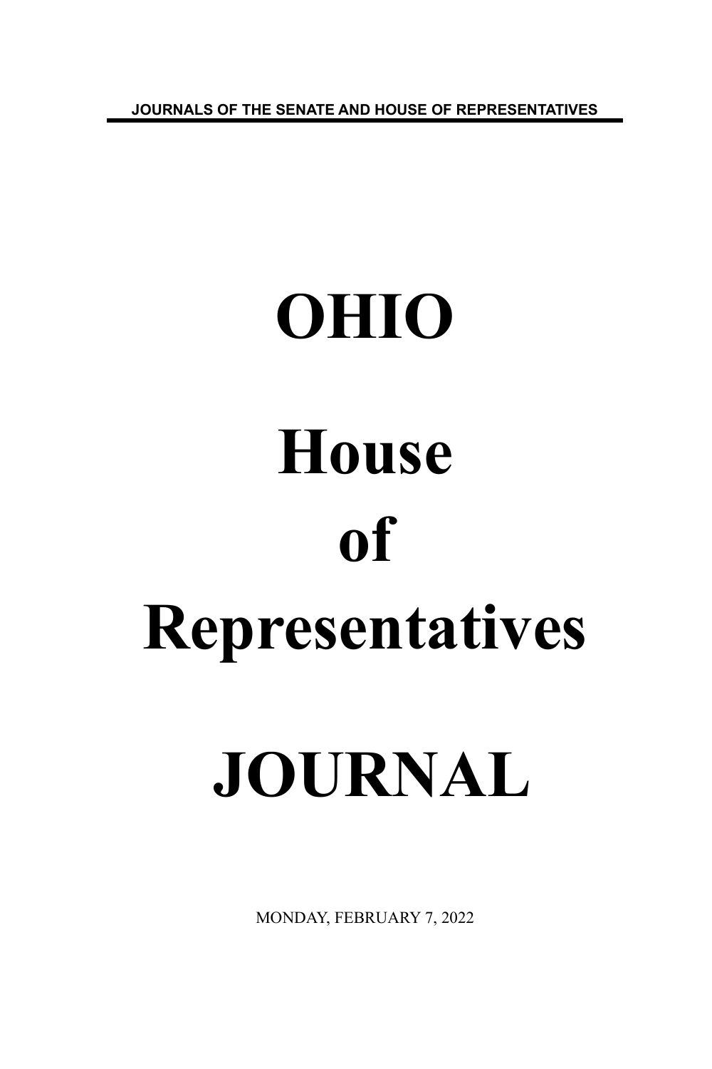JOURNALS OF THE SENATE AND HOUSE OF REPRESENTATIVES

# OHIO

# House

# of

# Representatives

# JOURNAL

MONDAY, FEBRUARY 7, 2022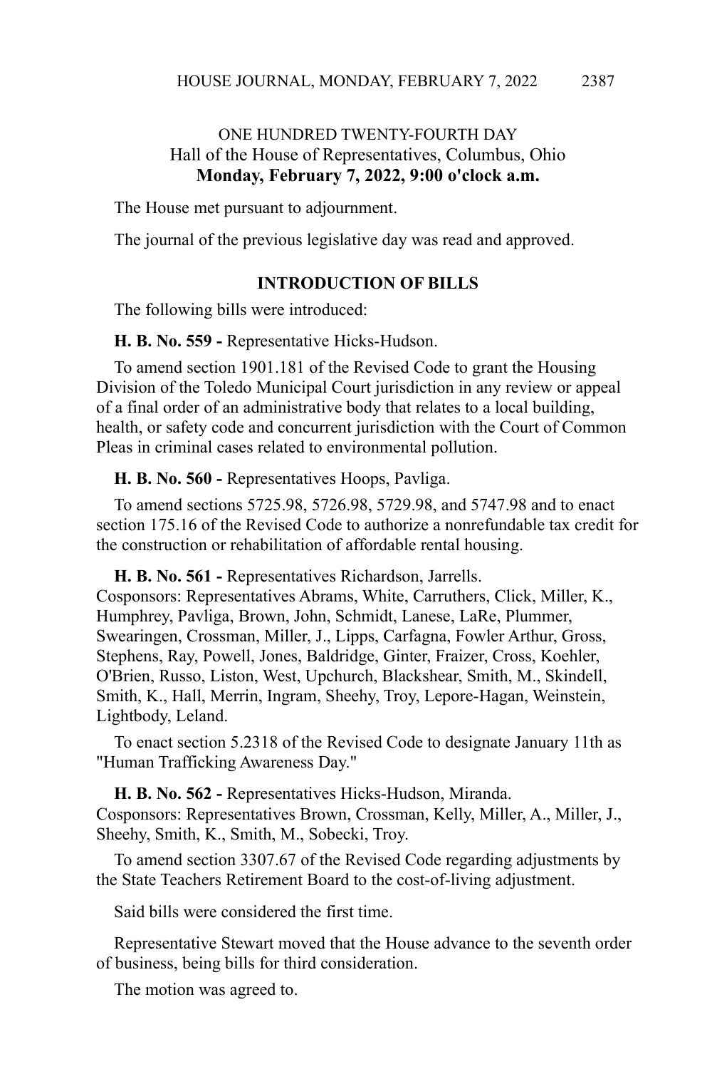ONE HUNDRED TWENTY-FOURTH DAY
Hall of the House of Representatives, Columbus, Ohio
**Monday, February 7, 2022, 9:00 o'clock a.m.**

The House met pursuant to adjournment.

The journal of the previous legislative day was read and approved.

**INTRODUCTION OF BILLS**

The following bills were introduced:

**H. B. No. 559 -** Representative Hicks-Hudson.

To amend section 1901.181 of the Revised Code to grant the Housing Division of the Toledo Municipal Court jurisdiction in any review or appeal of a final order of an administrative body that relates to a local building, health, or safety code and concurrent jurisdiction with the Court of Common Pleas in criminal cases related to environmental pollution.

**H. B. No. 560 -** Representatives Hoops, Pavliga.

To amend sections 5725.98, 5726.98, 5729.98, and 5747.98 and to enact section 175.16 of the Revised Code to authorize a nonrefundable tax credit for the construction or rehabilitation of affordable rental housing.

**H. B. No. 561 -** Representatives Richardson, Jarrells.
Cosponsors: Representatives Abrams, White, Carruthers, Click, Miller, K., Humphrey, Pavliga, Brown, John, Schmidt, Lanese, LaRe, Plummer, Swearingen, Crossman, Miller, J., Lipps, Carfagna, Fowler Arthur, Gross, Stephens, Ray, Powell, Jones, Baldridge, Ginter, Fraizer, Cross, Koehler, O'Brien, Russo, Liston, West, Upchurch, Blackshear, Smith, M., Skindell, Smith, K., Hall, Merrin, Ingram, Sheehy, Troy, Lepore-Hagan, Weinstein, Lightbody, Leland.

To enact section 5.2318 of the Revised Code to designate January 11th as "Human Trafficking Awareness Day."

**H. B. No. 562 -** Representatives Hicks-Hudson, Miranda.
Cosponsors: Representatives Brown, Crossman, Kelly, Miller, A., Miller, J., Sheehy, Smith, K., Smith, M., Sobecki, Troy.

To amend section 3307.67 of the Revised Code regarding adjustments by the State Teachers Retirement Board to the cost-of-living adjustment.

Said bills were considered the first time.

Representative Stewart moved that the House advance to the seventh order of business, being bills for third consideration.

The motion was agreed to.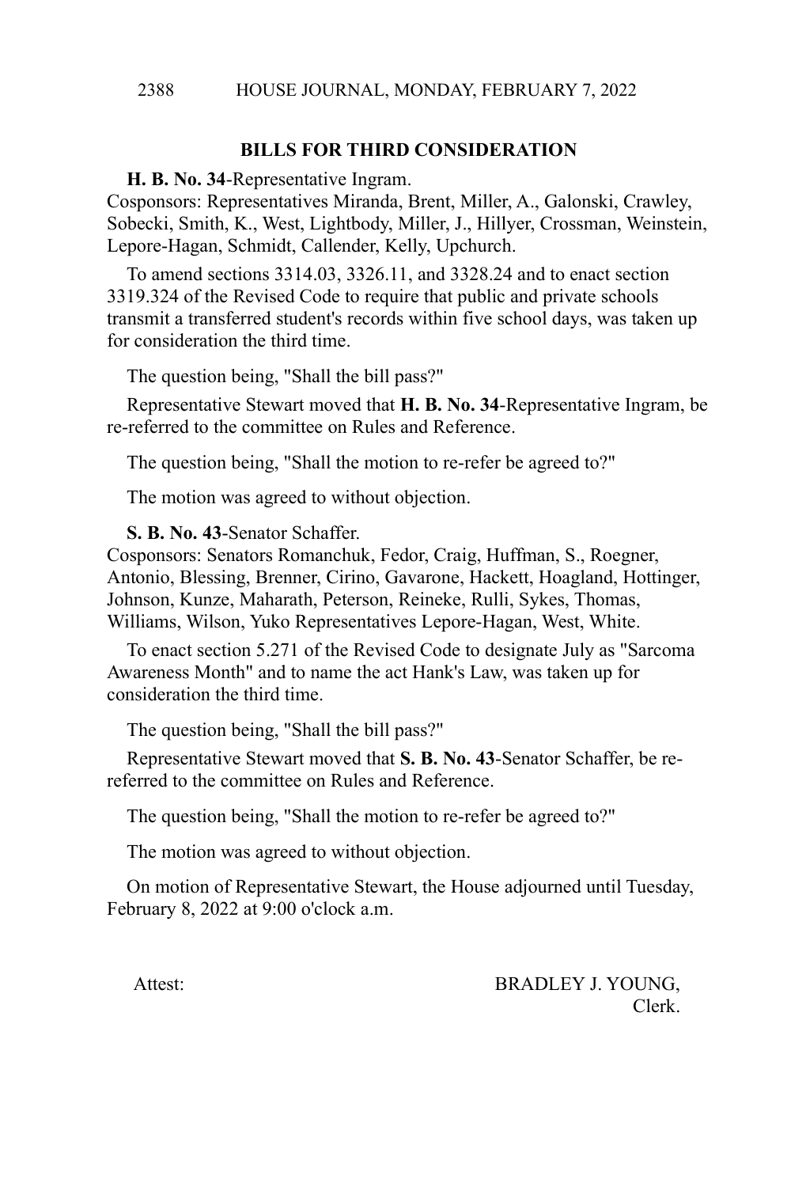## BILLS FOR THIRD CONSIDERATION

**H. B. No. 34**-Representative Ingram.
Cosponsors: Representatives Miranda, Brent, Miller, A., Galonski, Crawley, Sobecki, Smith, K., West, Lightbody, Miller, J., Hillyer, Crossman, Weinstein, Lepore-Hagan, Schmidt, Callender, Kelly, Upchurch.

To amend sections 3314.03, 3326.11, and 3328.24 and to enact section 3319.324 of the Revised Code to require that public and private schools transmit a transferred student's records within five school days, was taken up for consideration the third time.

The question being, "Shall the bill pass?"

Representative Stewart moved that **H. B. No. 34**-Representative Ingram, be re-referred to the committee on Rules and Reference.

The question being, "Shall the motion to re-refer be agreed to?"

The motion was agreed to without objection.

**S. B. No. 43**-Senator Schaffer.
Cosponsors: Senators Romanchuk, Fedor, Craig, Huffman, S., Roegner, Antonio, Blessing, Brenner, Cirino, Gavarone, Hackett, Hoagland, Hottinger, Johnson, Kunze, Maharath, Peterson, Reineke, Rulli, Sykes, Thomas, Williams, Wilson, Yuko Representatives Lepore-Hagan, West, White.

To enact section 5.271 of the Revised Code to designate July as "Sarcoma Awareness Month" and to name the act Hank's Law, was taken up for consideration the third time.

The question being, "Shall the bill pass?"

Representative Stewart moved that **S. B. No. 43**-Senator Schaffer, be re-referred to the committee on Rules and Reference.

The question being, "Shall the motion to re-refer be agreed to?"

The motion was agreed to without objection.

On motion of Representative Stewart, the House adjourned until Tuesday, February 8, 2022 at 9:00 o'clock a.m.

Attest: BRADLEY J. YOUNG,
Clerk.